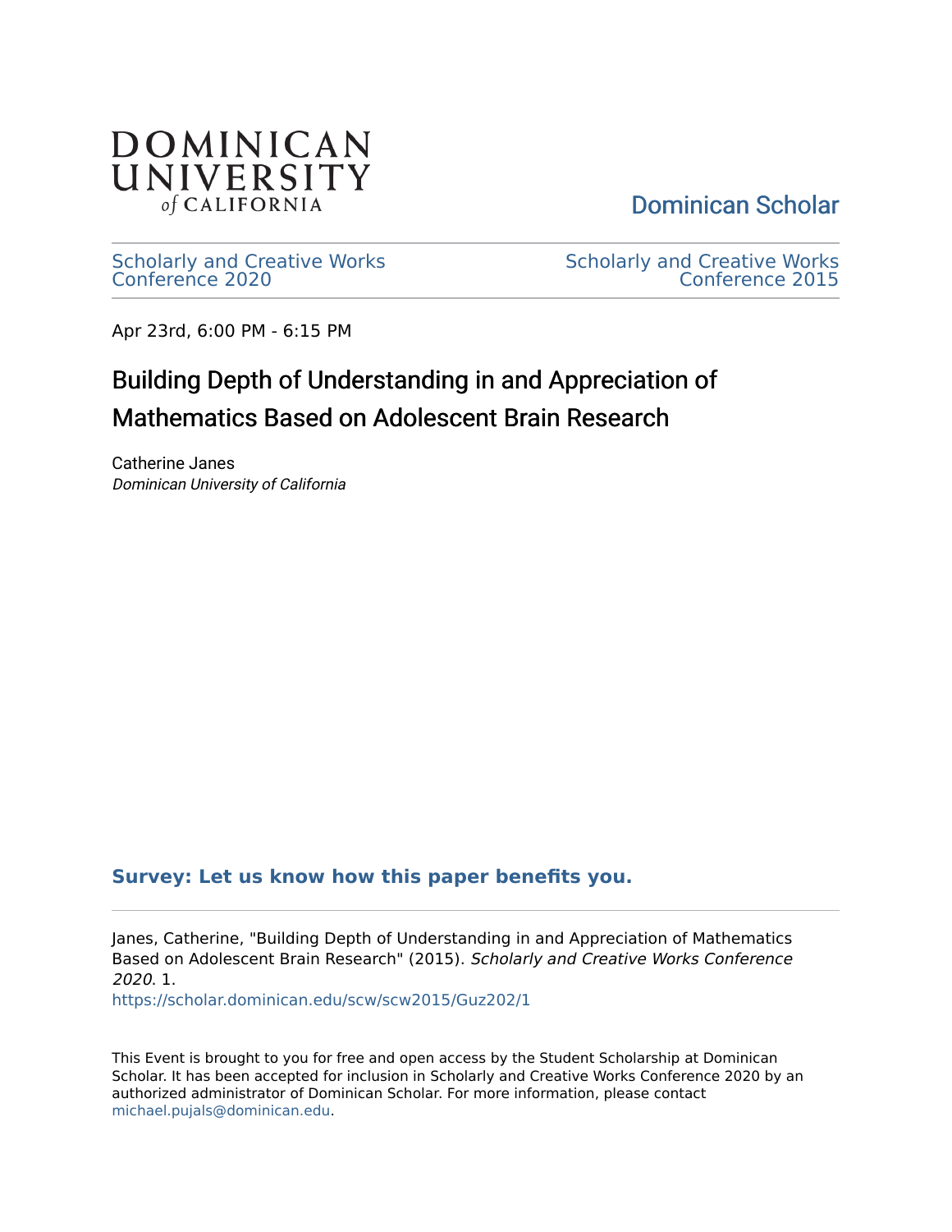DOMINICAN UNIVERSITY of CALIFORNIA

Dominican Scholar

Scholarly and Creative Works Conference 2020

Scholarly and Creative Works Conference 2015

Apr 23rd, 6:00 PM - 6:15 PM

# Building Depth of Understanding in and Appreciation of Mathematics Based on Adolescent Brain Research

Catherine Janes
*Dominican University of California*

**Survey: Let us know how this paper benefits you.**

Janes, Catherine, "Building Depth of Understanding in and Appreciation of Mathematics Based on Adolescent Brain Research" (2015). *Scholarly and Creative Works Conference 2020*. 1.
https://scholar.dominican.edu/scw/scw2015/Guz202/1

This Event is brought to you for free and open access by the Student Scholarship at Dominican Scholar. It has been accepted for inclusion in Scholarly and Creative Works Conference 2020 by an authorized administrator of Dominican Scholar. For more information, please contact michael.pujals@dominican.edu.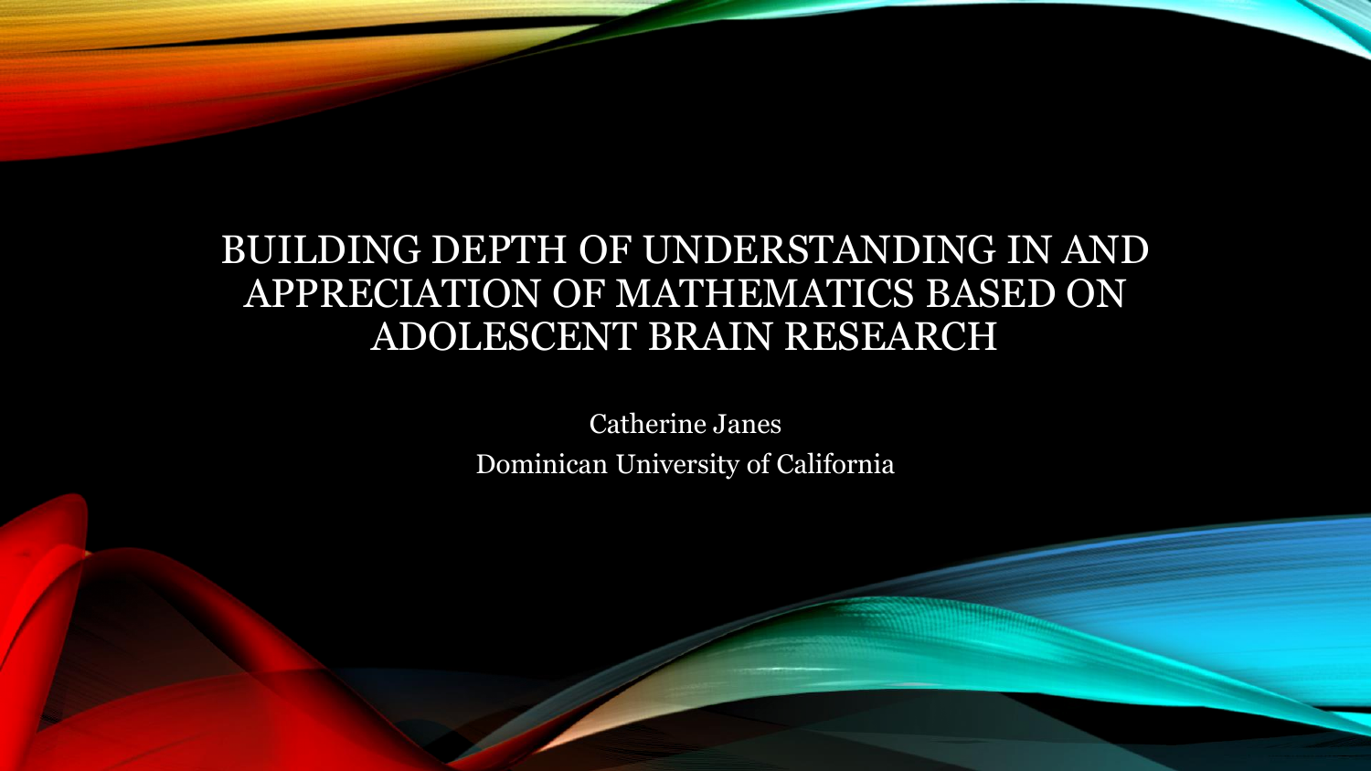# BUILDING DEPTH OF UNDERSTANDING IN AND APPRECIATION OF MATHEMATICS BASED ON ADOLESCENT BRAIN RESEARCH

Catherine Janes

Dominican University of California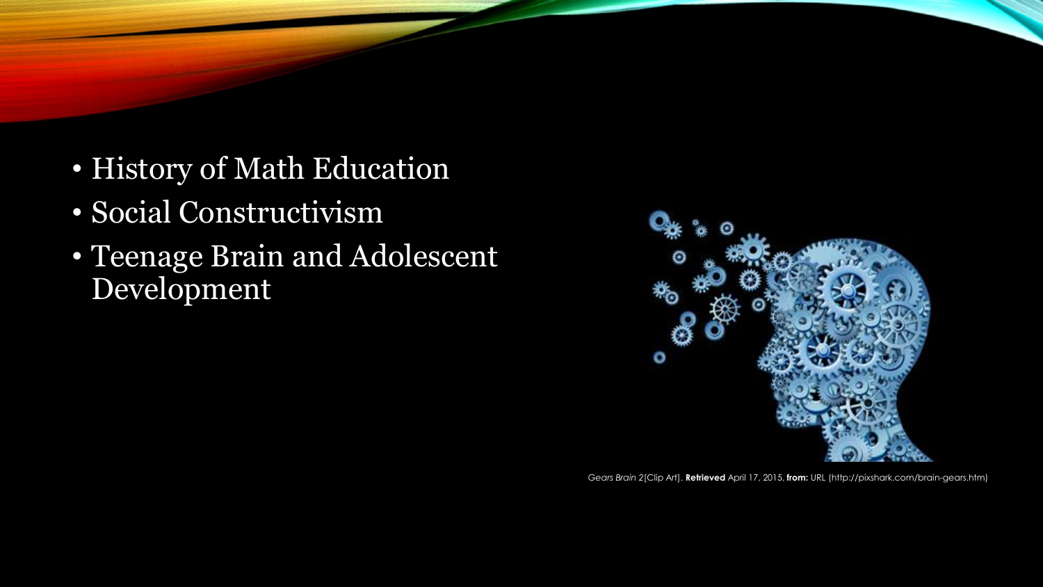- History of Math Education
- Social Constructivism
- Teenage Brain and Adolescent Development

*Gears Brain 2*[Clip Art]. **Retrieved** April 17, 2015, **from:** URL (http://pixshark.com/brain-gears.htm)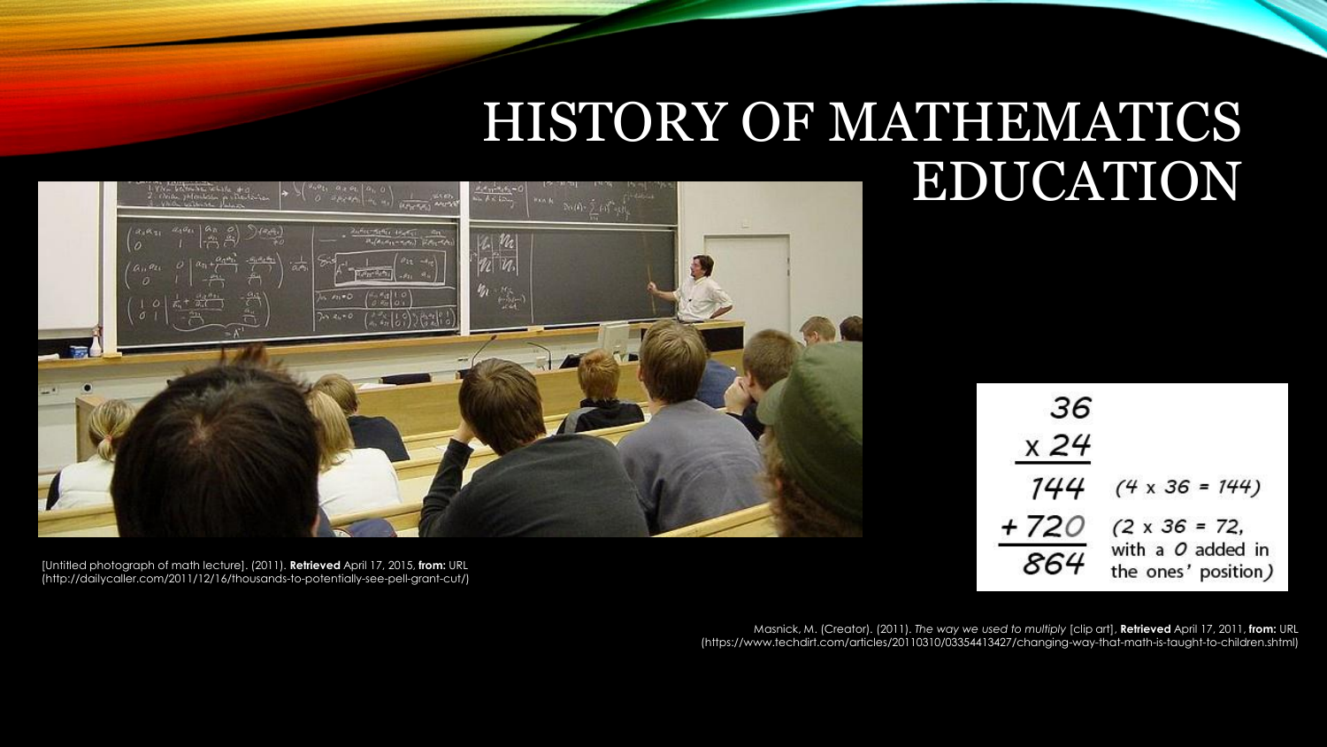# HISTORY OF MATHEMATICS EDUCATION

[Untitled photograph of math lecture]. (2011). **Retrieved** April 17, 2015, **from:** URL (http://dailycaller.com/2011/12/16/thousands-to-potentially-see-pell-grant-cut/)

```
   36
 x 24
  144    (4 x 36 = 144)
+ 720    (2 x 36 = 72,
  864     with a 0 added in
          the ones' position)
```

Masnick, M. (Creator). (2011). *The way we used to multiply* [clip art], **Retrieved** April 17, 2011, **from:** URL (https://www.techdirt.com/articles/20110310/03354413427/changing-way-that-math-is-taught-to-children.shtml)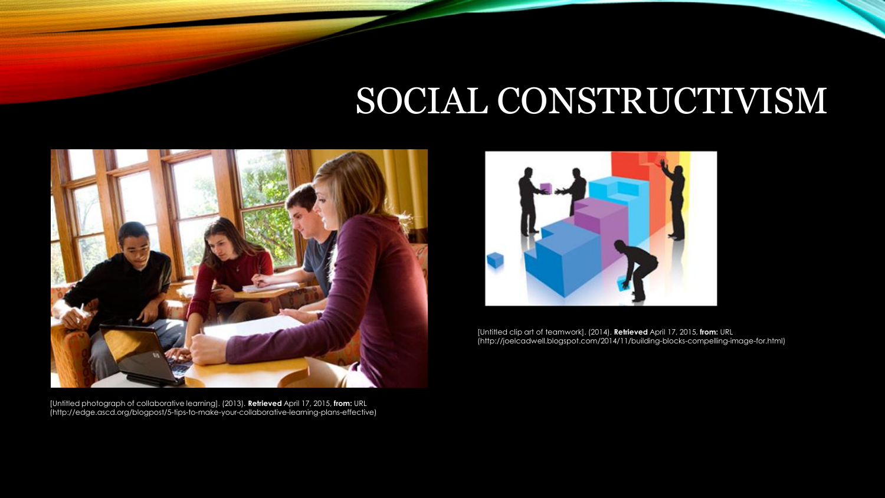# SOCIAL CONSTRUCTIVISM

[Untitled clip art of teamwork]. (2014). **Retrieved** April 17, 2015, **from:** URL (http://joelcadwell.blogspot.com/2014/11/building-blocks-compelling-image-for.html)

[Untitled photograph of collaborative learning]. (2013). **Retrieved** April 17, 2015, **from:** URL (http://edge.ascd.org/blogpost/5-tips-to-make-your-collaborative-learning-plans-effective)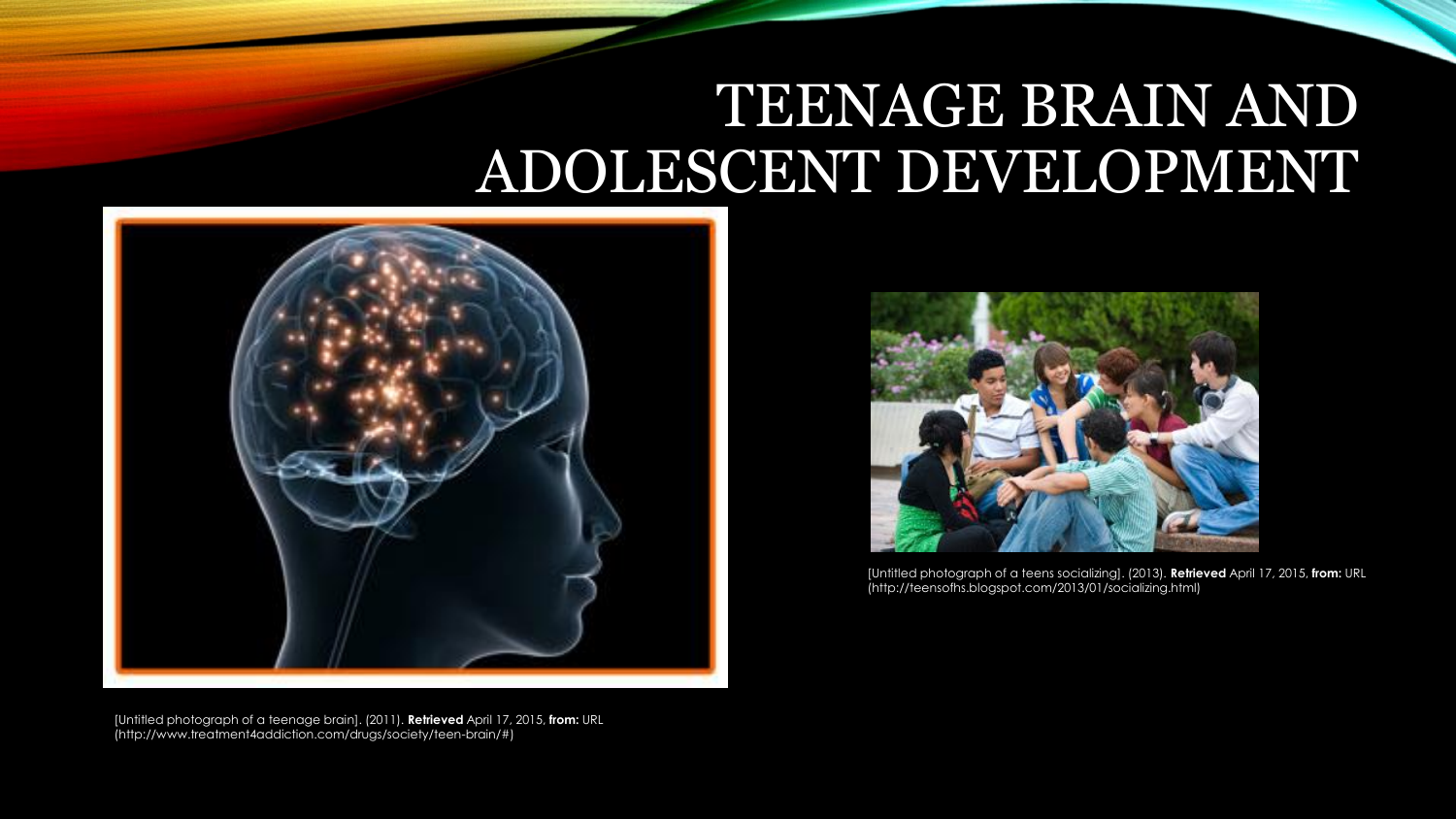# TEENAGE BRAIN AND ADOLESCENT DEVELOPMENT

[Untitled photograph of a teens socializing]. (2013). **Retrieved** April 17, 2015, **from:** URL (http://teensofhs.blogspot.com/2013/01/socializing.html)

[Untitled photograph of a teenage brain]. (2011). **Retrieved** April 17, 2015, **from:** URL (http://www.treatment4addiction.com/drugs/society/teen-brain/#)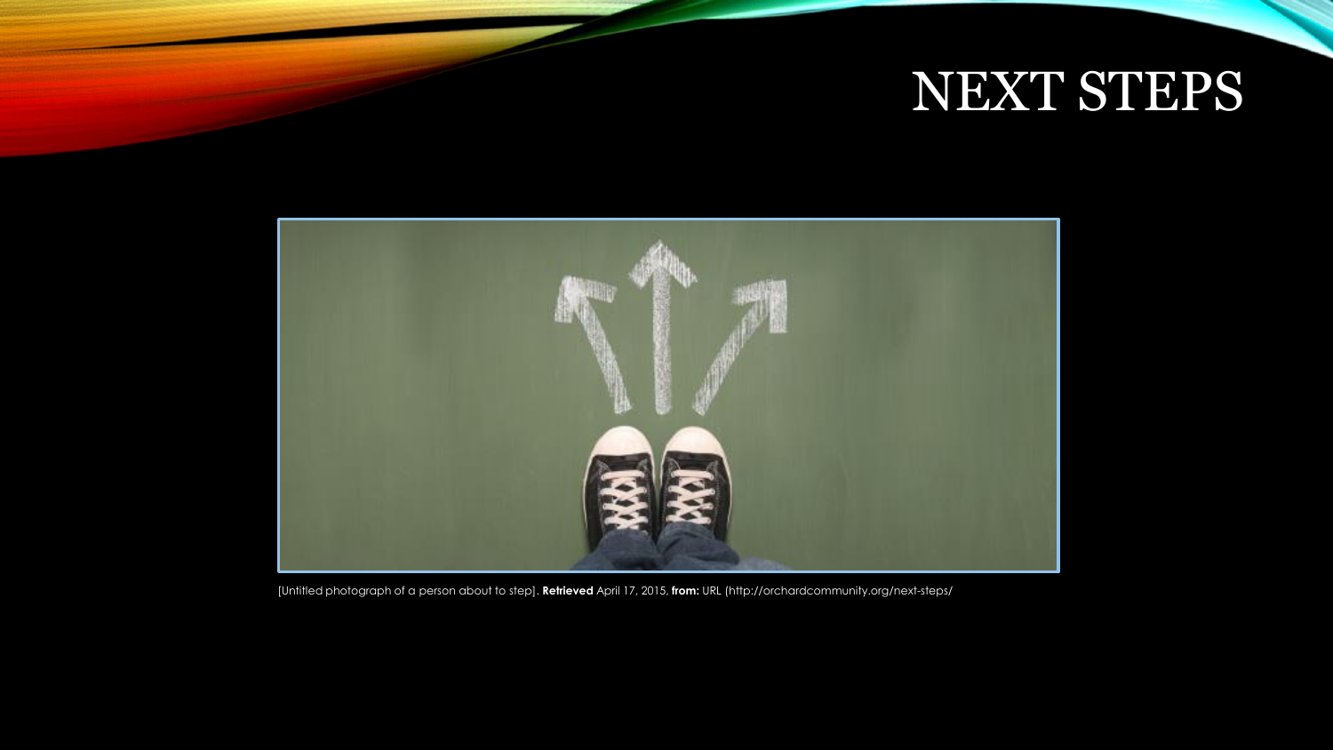# NEXT STEPS

[Untitled photograph of a person about to step]. **Retrieved** April 17, 2015, **from:** URL (http://orchardcommunity.org/next-steps/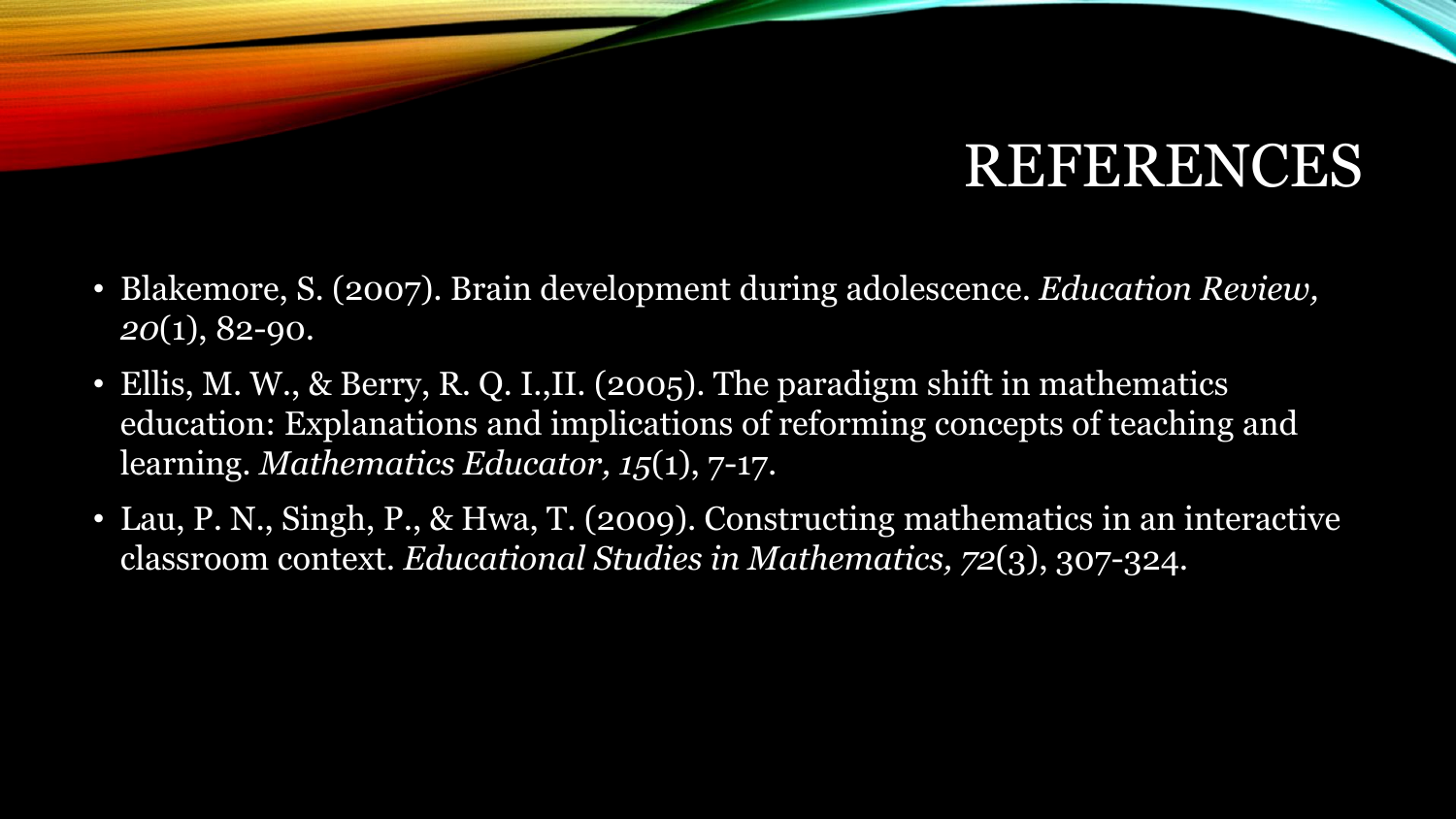# REFERENCES

- Blakemore, S. (2007). Brain development during adolescence. *Education Review, 20*(1), 82-90.
- Ellis, M. W., & Berry, R. Q. I.,II. (2005). The paradigm shift in mathematics education: Explanations and implications of reforming concepts of teaching and learning. *Mathematics Educator, 15*(1), 7-17.
- Lau, P. N., Singh, P., & Hwa, T. (2009). Constructing mathematics in an interactive classroom context. *Educational Studies in Mathematics, 72*(3), 307-324.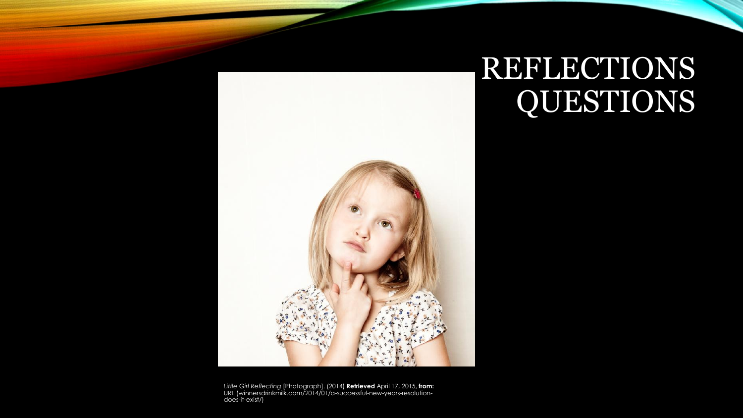# REFLECTIONS QUESTIONS

*Little Girl Reflecting* [Photograph]. (2014) **Retrieved** April 17, 2015, **from:** URL (winnersdrinkmilk.com/2014/01/a-successful-new-years-resolution-does-it-exist/)